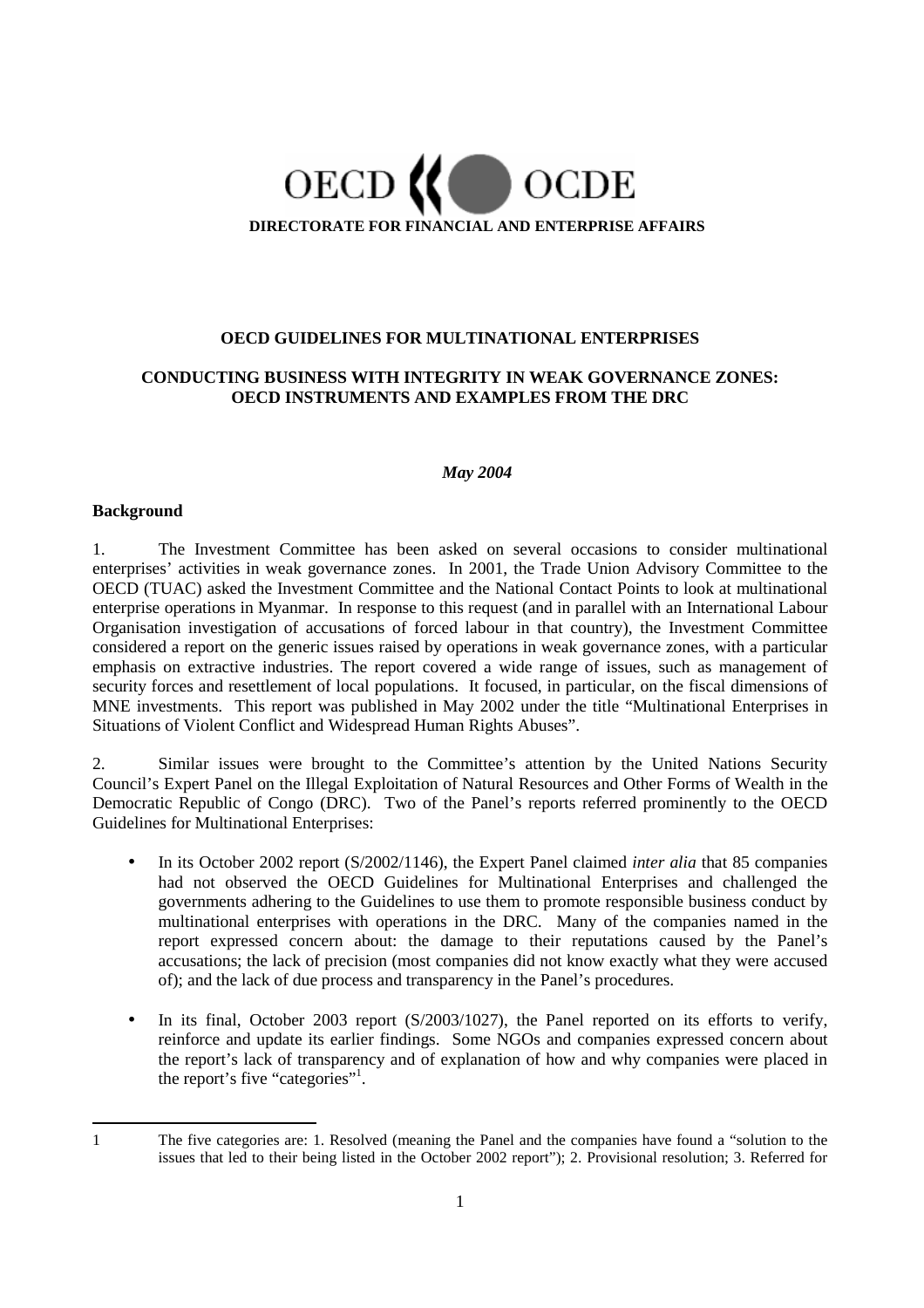OECD OCDE

**DIRECTORATE FOR FINANCIAL AND ENTERPRISE AFFAIRS**

# OECD GUIDELINES FOR MULTINATIONAL ENTERPRISES

# CONDUCTING BUSINESS WITH INTEGRITY IN WEAK GOVERNANCE ZONES: OECD INSTRUMENTS AND EXAMPLES FROM THE DRC

***May 2004***

## Background

1. The Investment Committee has been asked on several occasions to consider multinational enterprises' activities in weak governance zones. In 2001, the Trade Union Advisory Committee to the OECD (TUAC) asked the Investment Committee and the National Contact Points to look at multinational enterprise operations in Myanmar. In response to this request (and in parallel with an International Labour Organisation investigation of accusations of forced labour in that country), the Investment Committee considered a report on the generic issues raised by operations in weak governance zones, with a particular emphasis on extractive industries. The report covered a wide range of issues, such as management of security forces and resettlement of local populations. It focused, in particular, on the fiscal dimensions of MNE investments. This report was published in May 2002 under the title "Multinational Enterprises in Situations of Violent Conflict and Widespread Human Rights Abuses".

2. Similar issues were brought to the Committee's attention by the United Nations Security Council's Expert Panel on the Illegal Exploitation of Natural Resources and Other Forms of Wealth in the Democratic Republic of Congo (DRC). Two of the Panel's reports referred prominently to the OECD Guidelines for Multinational Enterprises:

- In its October 2002 report (S/2002/1146), the Expert Panel claimed *inter alia* that 85 companies had not observed the OECD Guidelines for Multinational Enterprises and challenged the governments adhering to the Guidelines to use them to promote responsible business conduct by multinational enterprises with operations in the DRC. Many of the companies named in the report expressed concern about: the damage to their reputations caused by the Panel's accusations; the lack of precision (most companies did not know exactly what they were accused of); and the lack of due process and transparency in the Panel's procedures.
- In its final, October 2003 report (S/2003/1027), the Panel reported on its efforts to verify, reinforce and update its earlier findings. Some NGOs and companies expressed concern about the report's lack of transparency and of explanation of how and why companies were placed in the report's five "categories"[1].

---

1 The five categories are: 1. Resolved (meaning the Panel and the companies have found a "solution to the issues that led to their being listed in the October 2002 report"); 2. Provisional resolution; 3. Referred for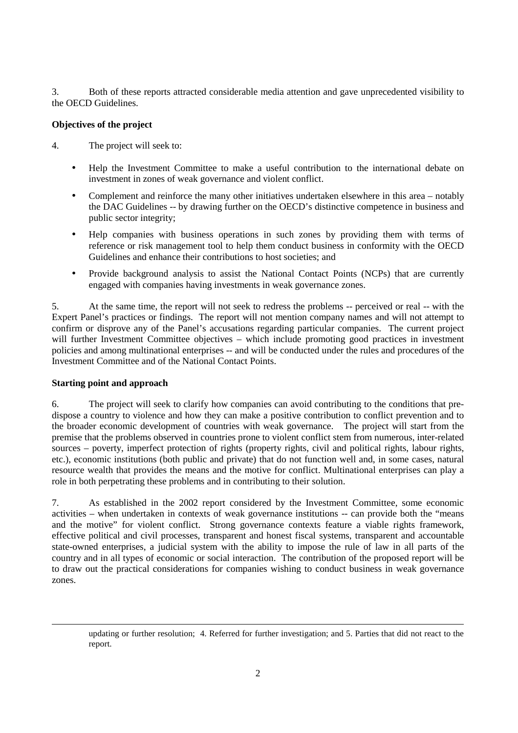3. Both of these reports attracted considerable media attention and gave unprecedented visibility to the OECD Guidelines.

**Objectives of the project**

4. The project will seek to:

- Help the Investment Committee to make a useful contribution to the international debate on investment in zones of weak governance and violent conflict.
- Complement and reinforce the many other initiatives undertaken elsewhere in this area – notably the DAC Guidelines -- by drawing further on the OECD's distinctive competence in business and public sector integrity;
- Help companies with business operations in such zones by providing them with terms of reference or risk management tool to help them conduct business in conformity with the OECD Guidelines and enhance their contributions to host societies; and
- Provide background analysis to assist the National Contact Points (NCPs) that are currently engaged with companies having investments in weak governance zones.

5. At the same time, the report will not seek to redress the problems -- perceived or real -- with the Expert Panel's practices or findings. The report will not mention company names and will not attempt to confirm or disprove any of the Panel's accusations regarding particular companies. The current project will further Investment Committee objectives – which include promoting good practices in investment policies and among multinational enterprises -- and will be conducted under the rules and procedures of the Investment Committee and of the National Contact Points.

**Starting point and approach**

6. The project will seek to clarify how companies can avoid contributing to the conditions that pre-dispose a country to violence and how they can make a positive contribution to conflict prevention and to the broader economic development of countries with weak governance. The project will start from the premise that the problems observed in countries prone to violent conflict stem from numerous, inter-related sources – poverty, imperfect protection of rights (property rights, civil and political rights, labour rights, etc.), economic institutions (both public and private) that do not function well and, in some cases, natural resource wealth that provides the means and the motive for conflict. Multinational enterprises can play a role in both perpetrating these problems and in contributing to their solution.

7. As established in the 2002 report considered by the Investment Committee, some economic activities – when undertaken in contexts of weak governance institutions -- can provide both the "means and the motive" for violent conflict. Strong governance contexts feature a viable rights framework, effective political and civil processes, transparent and honest fiscal systems, transparent and accountable state-owned enterprises, a judicial system with the ability to impose the rule of law in all parts of the country and in all types of economic or social interaction. The contribution of the proposed report will be to draw out the practical considerations for companies wishing to conduct business in weak governance zones.

---

updating or further resolution; 4. Referred for further investigation; and 5. Parties that did not react to the report.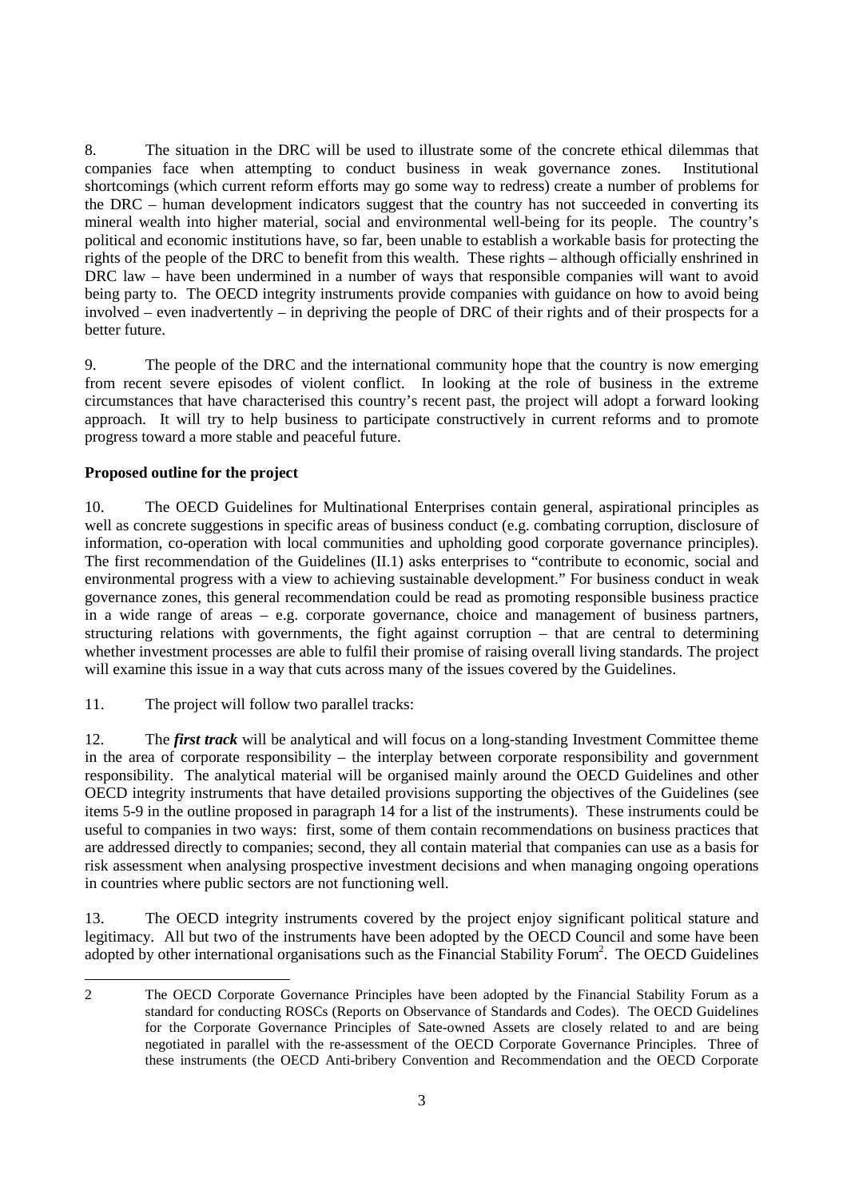8. The situation in the DRC will be used to illustrate some of the concrete ethical dilemmas that companies face when attempting to conduct business in weak governance zones. Institutional shortcomings (which current reform efforts may go some way to redress) create a number of problems for the DRC – human development indicators suggest that the country has not succeeded in converting its mineral wealth into higher material, social and environmental well-being for its people. The country's political and economic institutions have, so far, been unable to establish a workable basis for protecting the rights of the people of the DRC to benefit from this wealth. These rights – although officially enshrined in DRC law – have been undermined in a number of ways that responsible companies will want to avoid being party to. The OECD integrity instruments provide companies with guidance on how to avoid being involved – even inadvertently – in depriving the people of DRC of their rights and of their prospects for a better future.

9. The people of the DRC and the international community hope that the country is now emerging from recent severe episodes of violent conflict. In looking at the role of business in the extreme circumstances that have characterised this country's recent past, the project will adopt a forward looking approach. It will try to help business to participate constructively in current reforms and to promote progress toward a more stable and peaceful future.

**Proposed outline for the project**

10. The OECD Guidelines for Multinational Enterprises contain general, aspirational principles as well as concrete suggestions in specific areas of business conduct (e.g. combating corruption, disclosure of information, co-operation with local communities and upholding good corporate governance principles). The first recommendation of the Guidelines (II.1) asks enterprises to "contribute to economic, social and environmental progress with a view to achieving sustainable development." For business conduct in weak governance zones, this general recommendation could be read as promoting responsible business practice in a wide range of areas – e.g. corporate governance, choice and management of business partners, structuring relations with governments, the fight against corruption – that are central to determining whether investment processes are able to fulfil their promise of raising overall living standards. The project will examine this issue in a way that cuts across many of the issues covered by the Guidelines.

11. The project will follow two parallel tracks:

12. The ***first track*** will be analytical and will focus on a long-standing Investment Committee theme in the area of corporate responsibility – the interplay between corporate responsibility and government responsibility. The analytical material will be organised mainly around the OECD Guidelines and other OECD integrity instruments that have detailed provisions supporting the objectives of the Guidelines (see items 5-9 in the outline proposed in paragraph 14 for a list of the instruments). These instruments could be useful to companies in two ways: first, some of them contain recommendations on business practices that are addressed directly to companies; second, they all contain material that companies can use as a basis for risk assessment when analysing prospective investment decisions and when managing ongoing operations in countries where public sectors are not functioning well.

13. The OECD integrity instruments covered by the project enjoy significant political stature and legitimacy. All but two of the instruments have been adopted by the OECD Council and some have been adopted by other international organisations such as the Financial Stability Forum[2]. The OECD Guidelines

---

2 The OECD Corporate Governance Principles have been adopted by the Financial Stability Forum as a standard for conducting ROSCs (Reports on Observance of Standards and Codes). The OECD Guidelines for the Corporate Governance Principles of Sate-owned Assets are closely related to and are being negotiated in parallel with the re-assessment of the OECD Corporate Governance Principles. Three of these instruments (the OECD Anti-bribery Convention and Recommendation and the OECD Corporate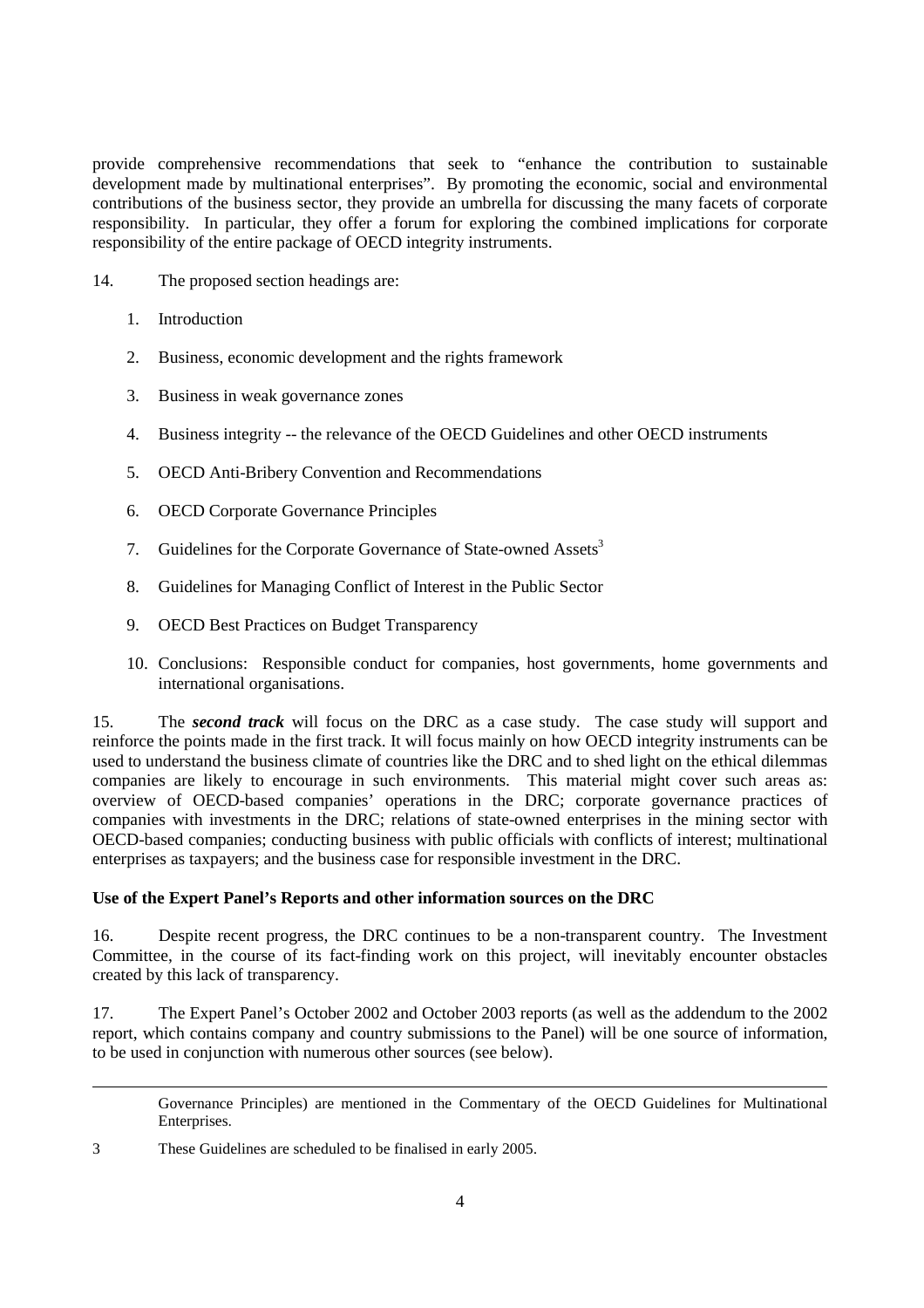provide comprehensive recommendations that seek to "enhance the contribution to sustainable development made by multinational enterprises". By promoting the economic, social and environmental contributions of the business sector, they provide an umbrella for discussing the many facets of corporate responsibility. In particular, they offer a forum for exploring the combined implications for corporate responsibility of the entire package of OECD integrity instruments.

14. The proposed section headings are:

1. Introduction
2. Business, economic development and the rights framework
3. Business in weak governance zones
4. Business integrity -- the relevance of the OECD Guidelines and other OECD instruments
5. OECD Anti-Bribery Convention and Recommendations
6. OECD Corporate Governance Principles
7. Guidelines for the Corporate Governance of State-owned Assets[3]
8. Guidelines for Managing Conflict of Interest in the Public Sector
9. OECD Best Practices on Budget Transparency
10. Conclusions: Responsible conduct for companies, host governments, home governments and international organisations.

15. The ***second track*** will focus on the DRC as a case study. The case study will support and reinforce the points made in the first track. It will focus mainly on how OECD integrity instruments can be used to understand the business climate of countries like the DRC and to shed light on the ethical dilemmas companies are likely to encourage in such environments. This material might cover such areas as: overview of OECD-based companies' operations in the DRC; corporate governance practices of companies with investments in the DRC; relations of state-owned enterprises in the mining sector with OECD-based companies; conducting business with public officials with conflicts of interest; multinational enterprises as taxpayers; and the business case for responsible investment in the DRC.

**Use of the Expert Panel's Reports and other information sources on the DRC**

16. Despite recent progress, the DRC continues to be a non-transparent country. The Investment Committee, in the course of its fact-finding work on this project, will inevitably encounter obstacles created by this lack of transparency.

17. The Expert Panel's October 2002 and October 2003 reports (as well as the addendum to the 2002 report, which contains company and country submissions to the Panel) will be one source of information, to be used in conjunction with numerous other sources (see below).

---

Governance Principles) are mentioned in the Commentary of the OECD Guidelines for Multinational Enterprises.

3 These Guidelines are scheduled to be finalised in early 2005.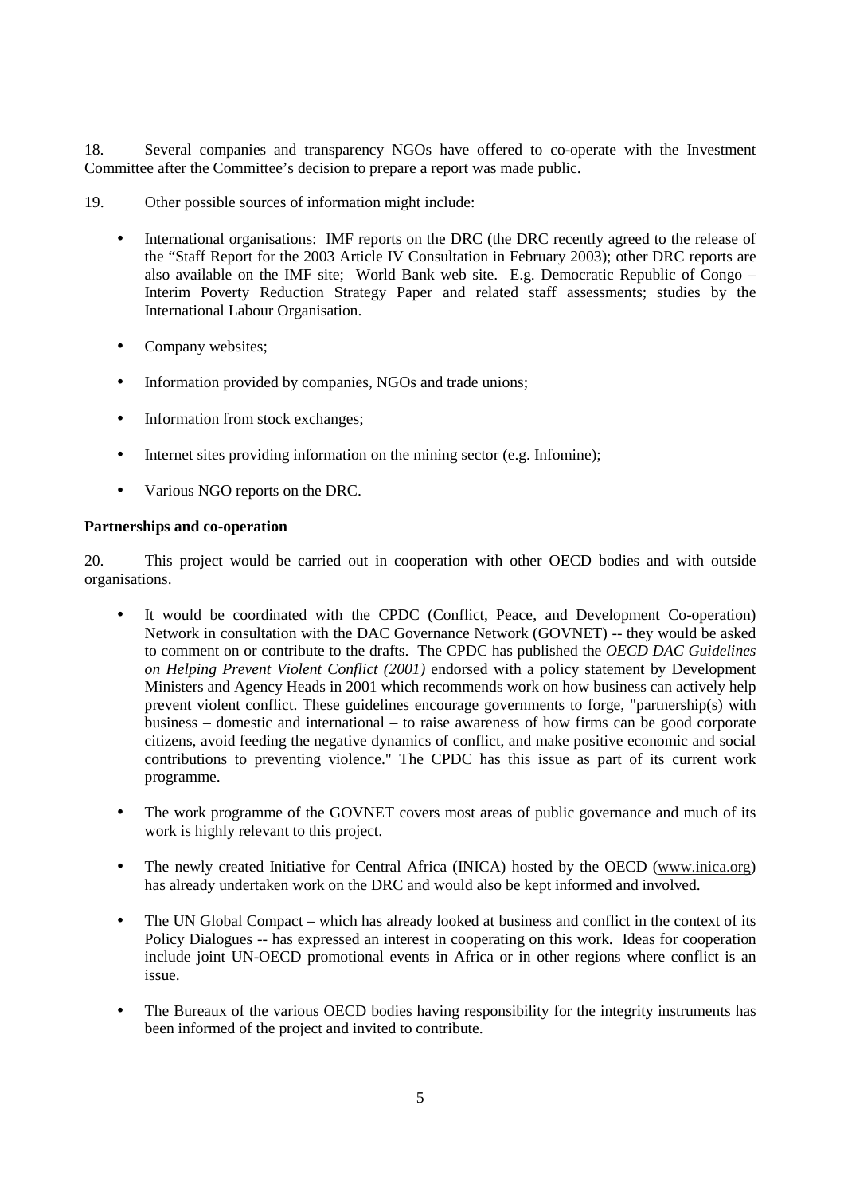18. Several companies and transparency NGOs have offered to co-operate with the Investment Committee after the Committee's decision to prepare a report was made public.

19. Other possible sources of information might include:

- International organisations: IMF reports on the DRC (the DRC recently agreed to the release of the "Staff Report for the 2003 Article IV Consultation in February 2003); other DRC reports are also available on the IMF site; World Bank web site. E.g. Democratic Republic of Congo – Interim Poverty Reduction Strategy Paper and related staff assessments; studies by the International Labour Organisation.
- Company websites;
- Information provided by companies, NGOs and trade unions;
- Information from stock exchanges;
- Internet sites providing information on the mining sector (e.g. Infomine);
- Various NGO reports on the DRC.

**Partnerships and co-operation**

20. This project would be carried out in cooperation with other OECD bodies and with outside organisations.

- It would be coordinated with the CPDC (Conflict, Peace, and Development Co-operation) Network in consultation with the DAC Governance Network (GOVNET) -- they would be asked to comment on or contribute to the drafts. The CPDC has published the *OECD DAC Guidelines on Helping Prevent Violent Conflict (2001)* endorsed with a policy statement by Development Ministers and Agency Heads in 2001 which recommends work on how business can actively help prevent violent conflict. These guidelines encourage governments to forge, "partnership(s) with business – domestic and international – to raise awareness of how firms can be good corporate citizens, avoid feeding the negative dynamics of conflict, and make positive economic and social contributions to preventing violence." The CPDC has this issue as part of its current work programme.
- The work programme of the GOVNET covers most areas of public governance and much of its work is highly relevant to this project.
- The newly created Initiative for Central Africa (INICA) hosted by the OECD (www.inica.org) has already undertaken work on the DRC and would also be kept informed and involved.
- The UN Global Compact – which has already looked at business and conflict in the context of its Policy Dialogues -- has expressed an interest in cooperating on this work. Ideas for cooperation include joint UN-OECD promotional events in Africa or in other regions where conflict is an issue.
- The Bureaux of the various OECD bodies having responsibility for the integrity instruments has been informed of the project and invited to contribute.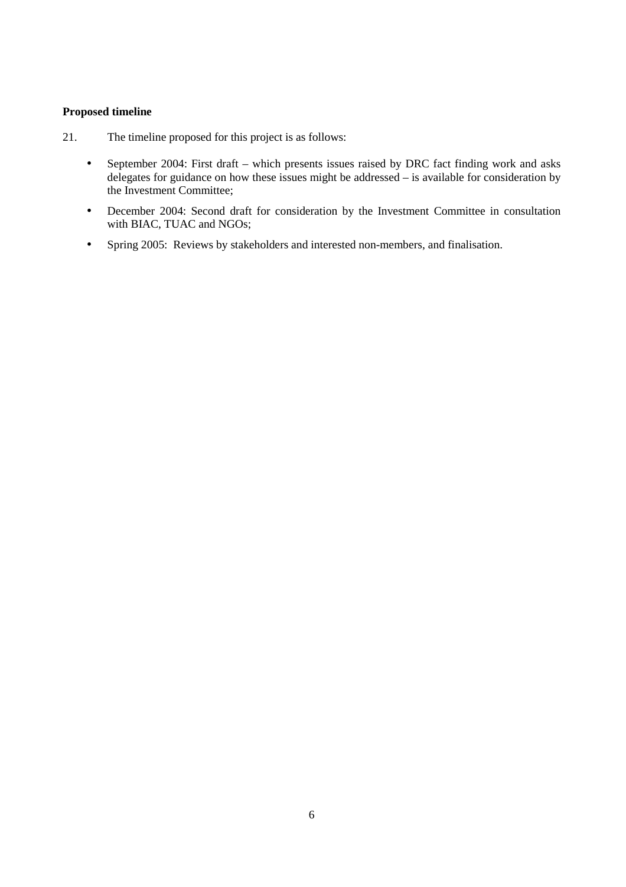**Proposed timeline**

21. The timeline proposed for this project is as follows:

- September 2004: First draft – which presents issues raised by DRC fact finding work and asks delegates for guidance on how these issues might be addressed – is available for consideration by the Investment Committee;
- December 2004: Second draft for consideration by the Investment Committee in consultation with BIAC, TUAC and NGOs;
- Spring 2005: Reviews by stakeholders and interested non-members, and finalisation.